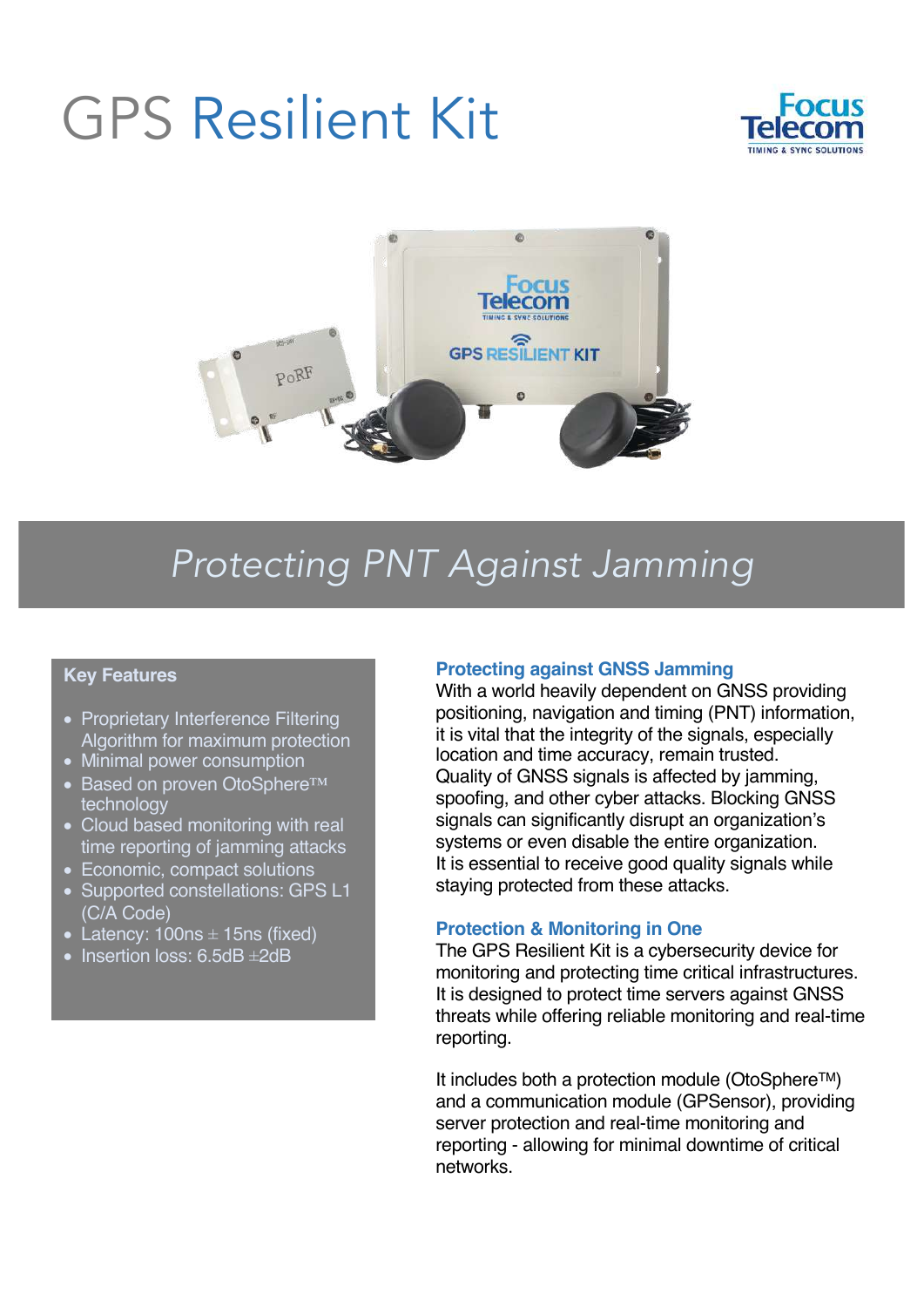# GPS Resilient Kit

## *Protecting PNT Against Jamming*

### Key Features

- Proprietary Interference Filtering Algorithm for maximum protection
- Minimal power consumption
- Based on proven OtoSphere™ technology
- Cloud based monitoring with real time reporting of jamming attacks
- Economic, compact solutions
- Supported constellations: GPS L1 (C/A Code)
- Latency: 100ns ± 15ns (fixed)
- Insertion loss: 6.5dB ±2dB

### Protecting against GNSS Jamming

With a world heavily dependent on GNSS providing positioning, navigation and timing (PNT) information, it is vital that the integrity of the signals, especially location and time accuracy, remain trusted.
Quality of GNSS signals is affected by jamming, spoofing, and other cyber attacks. Blocking GNSS signals can significantly disrupt an organization's systems or even disable the entire organization.
It is essential to receive good quality signals while staying protected from these attacks.

### Protection & Monitoring in One

The GPS Resilient Kit is a cybersecurity device for monitoring and protecting time critical infrastructures. It is designed to protect time servers against GNSS threats while offering reliable monitoring and real-time reporting.

It includes both a protection module (OtoSphere™) and a communication module (GPSensor), providing server protection and real-time monitoring and reporting - allowing for minimal downtime of critical networks.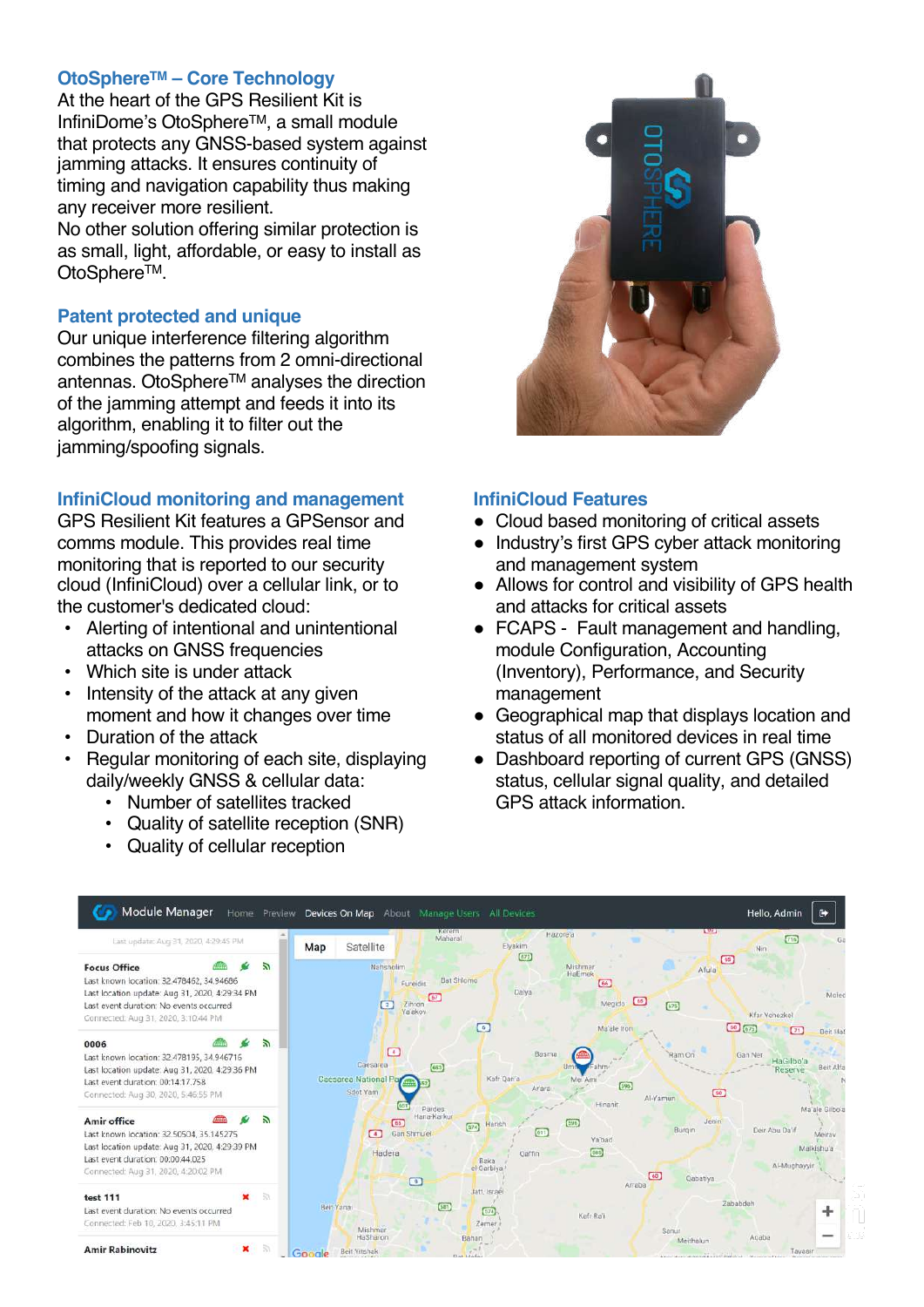## OtoSphere™ – Core Technology

At the heart of the GPS Resilient Kit is InfiniDome's OtoSphere™, a small module that protects any GNSS-based system against jamming attacks. It ensures continuity of timing and navigation capability thus making any receiver more resilient.
No other solution offering similar protection is as small, light, affordable, or easy to install as OtoSphere™.

## Patent protected and unique

Our unique interference filtering algorithm combines the patterns from 2 omni-directional antennas. OtoSphere™ analyses the direction of the jamming attempt and feeds it into its algorithm, enabling it to filter out the jamming/spoofing signals.

## InfiniCloud monitoring and management

GPS Resilient Kit features a GPSensor and comms module. This provides real time monitoring that is reported to our security cloud (InfiniCloud) over a cellular link, or to the customer's dedicated cloud:

- Alerting of intentional and unintentional attacks on GNSS frequencies
- Which site is under attack
- Intensity of the attack at any given moment and how it changes over time
- Duration of the attack
- Regular monitoring of each site, displaying daily/weekly GNSS & cellular data:
  - Number of satellites tracked
  - Quality of satellite reception (SNR)
  - Quality of cellular reception

## InfiniCloud Features

- Cloud based monitoring of critical assets
- Industry's first GPS cyber attack monitoring and management system
- Allows for control and visibility of GPS health and attacks for critical assets
- FCAPS - Fault management and handling, module Configuration, Accounting (Inventory), Performance, and Security management
- Geographical map that displays location and status of all monitored devices in real time
- Dashboard reporting of current GPS (GNSS) status, cellular signal quality, and detailed GPS attack information.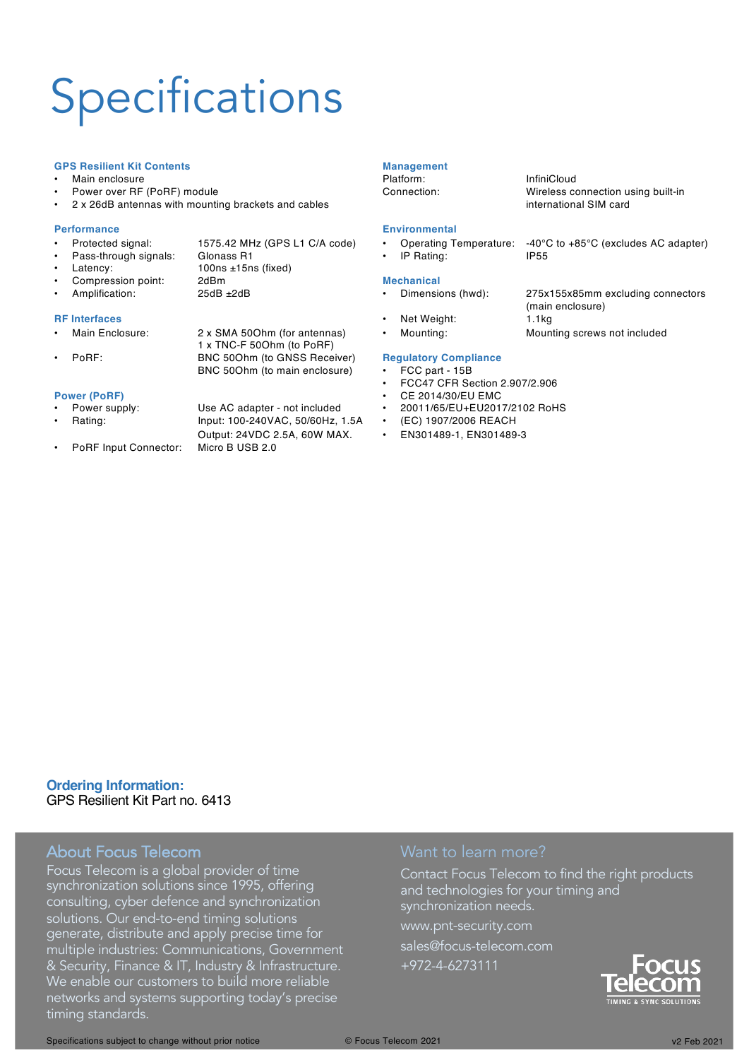# Specifications

### GPS Resilient Kit Contents

- Main enclosure
- Power over RF (PoRF) module
- 2 x 26dB antennas with mounting brackets and cables

### Performance

- Protected signal: 1575.42 MHz (GPS L1 C/A code)
- Pass-through signals: Glonass R1
- Latency: 100ns ±15ns (fixed)
- Compression point: 2dBm
- Amplification: 25dB ±2dB

### RF Interfaces

- Main Enclosure: 2 x SMA 50Ohm (for antennas), 1 x TNC-F 50Ohm (to PoRF)
- PoRF: BNC 50Ohm (to GNSS Receiver), BNC 50Ohm (to main enclosure)

### Power (PoRF)

- Power supply: Use AC adapter - not included
- Rating: Input: 100-240VAC, 50/60Hz, 1.5A; Output: 24VDC 2.5A, 60W MAX.
- PoRF Input Connector: Micro B USB 2.0

### Management

Platform: InfiniCloud
Connection: Wireless connection using built-in international SIM card

### Environmental

- Operating Temperature: -40°C to +85°C (excludes AC adapter)
- IP Rating: IP55

### Mechanical

- Dimensions (hwd): 275x155x85mm excluding connectors (main enclosure)
- Net Weight: 1.1kg
- Mounting: Mounting screws not included

### Regulatory Compliance

- FCC part - 15B
- FCC47 CFR Section 2.907/2.906
- CE 2014/30/EU EMC
- 20011/65/EU+EU2017/2102 RoHS
- (EC) 1907/2006 REACH
- EN301489-1, EN301489-3

**Ordering Information:**
GPS Resilient Kit Part no. 6413

## About Focus Telecom

Focus Telecom is a global provider of time synchronization solutions since 1995, offering consulting, cyber defence and synchronization solutions. Our end-to-end timing solutions generate, distribute and apply precise time for multiple industries: Communications, Government & Security, Finance & IT, Industry & Infrastructure. We enable our customers to build more reliable networks and systems supporting today's precise timing standards.

## Want to learn more?

Contact Focus Telecom to find the right products and technologies for your timing and synchronization needs.

www.pnt-security.com

sales@focus-telecom.com

+972-4-6273111

Focus Telecom
TIMING & SYNC SOLUTIONS

Specifications subject to change without prior notice © Focus Telecom 2021 v2 Feb 2021